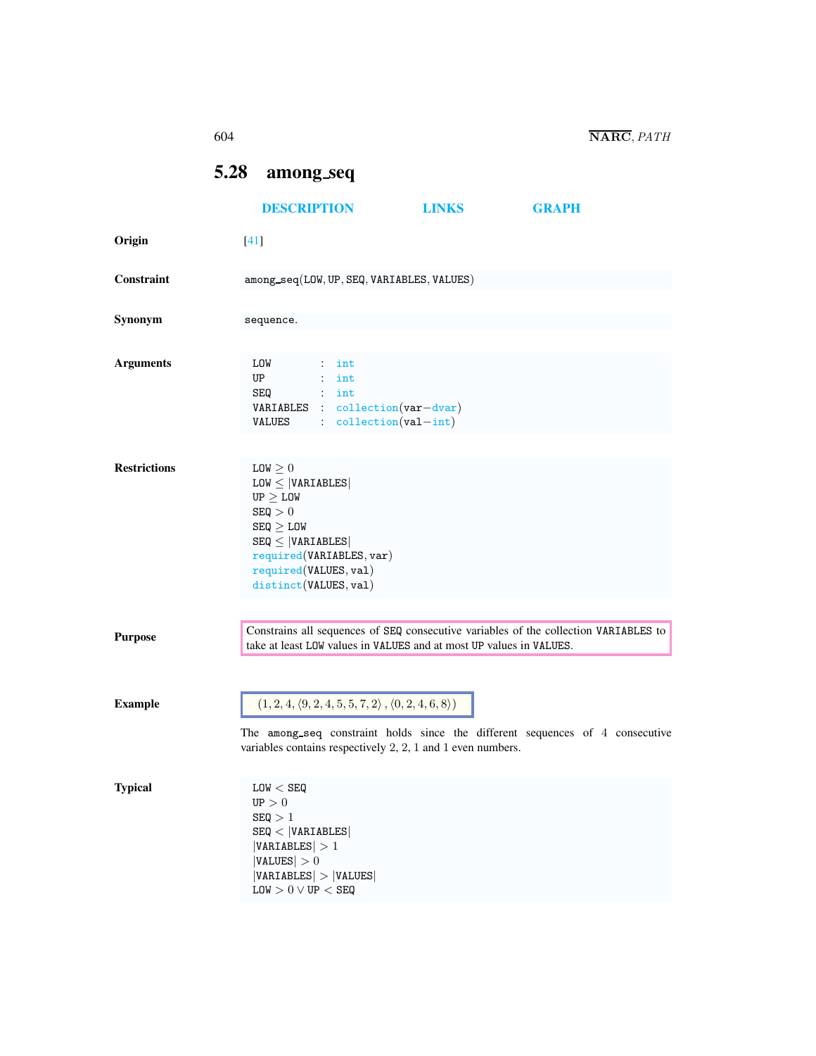## 5.28 among_seq

DESCRIPTION LINKS GRAPH

**Origin**

[41]

**Constraint**

among_seq(LOW, UP, SEQ, VARIABLES, VALUES)

**Synonym**

sequence.

**Arguments**

```
LOW       : int
UP        : int
SEQ       : int
VARIABLES : collection(var-dvar)
VALUES    : collection(val-int)
```

**Restrictions**

$\text{LOW} \geq 0$
$\text{LOW} \leq |\text{VARIABLES}|$
$\text{UP} \geq \text{LOW}$
$\text{SEQ} > 0$
$\text{SEQ} \geq \text{LOW}$
$\text{SEQ} \leq |\text{VARIABLES}|$
required(VARIABLES, var)
required(VALUES, val)
distinct(VALUES, val)

**Purpose**

Constrains all sequences of SEQ consecutive variables of the collection VARIABLES to take at least LOW values in VALUES and at most UP values in VALUES.

**Example**

$(1, 2, 4, \langle 9, 2, 4, 5, 5, 7, 2 \rangle, \langle 0, 2, 4, 6, 8 \rangle)$

The among_seq constraint holds since the different sequences of 4 consecutive variables contains respectively 2, 2, 1 and 1 even numbers.

**Typical**

$\text{LOW} < \text{SEQ}$
$\text{UP} > 0$
$\text{SEQ} > 1$
$\text{SEQ} < |\text{VARIABLES}|$
$|\text{VARIABLES}| > 1$
$|\text{VALUES}| > 0$
$|\text{VARIABLES}| > |\text{VALUES}|$
$\text{LOW} > 0 \vee \text{UP} < \text{SEQ}$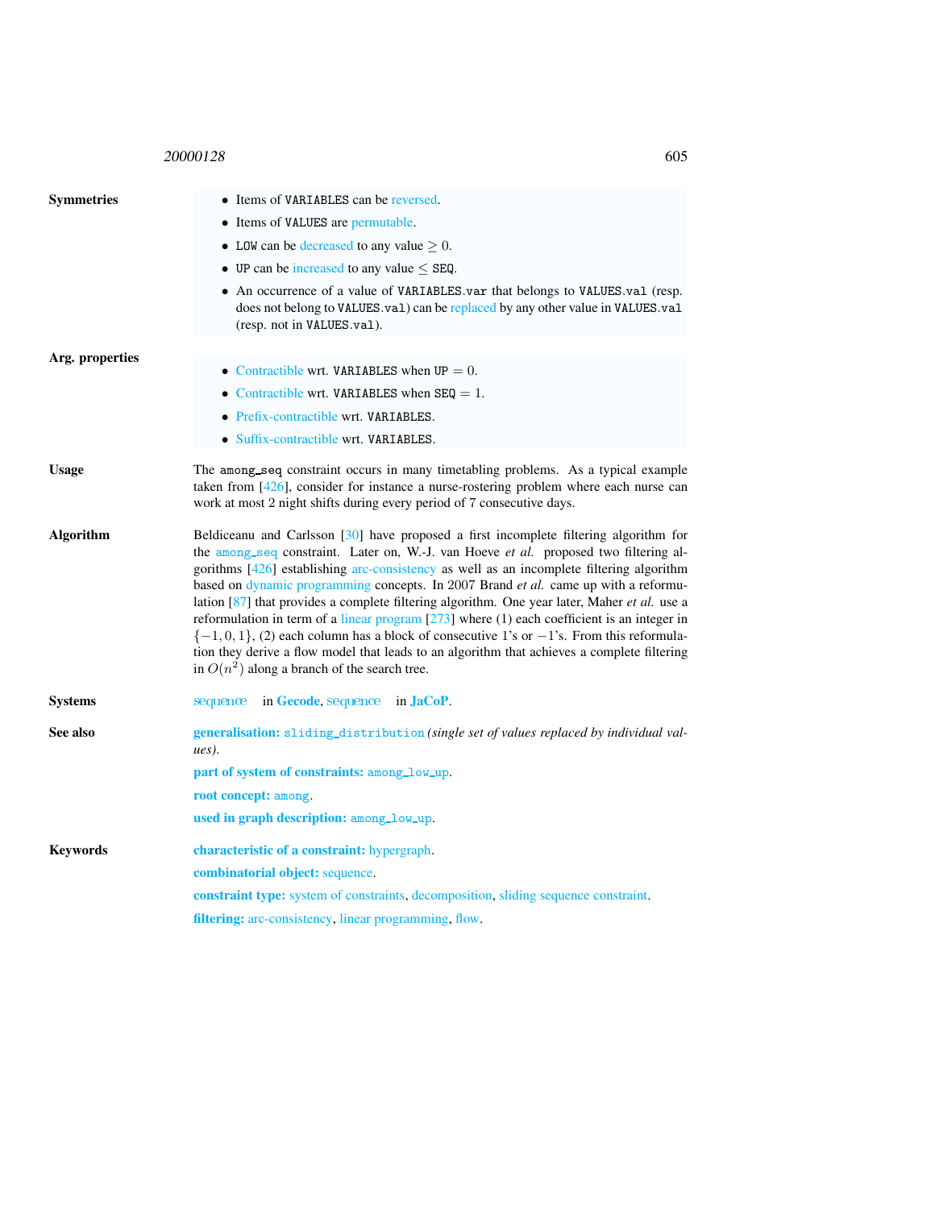**Symmetries**

- Items of VARIABLES can be reversed.
- Items of VALUES are permutable.
- LOW can be decreased to any value $\geq 0$.
- UP can be increased to any value $\leq$ SEQ.
- An occurrence of a value of VARIABLES.var that belongs to VALUES.val (resp. does not belong to VALUES.val) can be replaced by any other value in VALUES.val (resp. not in VALUES.val).

**Arg. properties**

- Contractible wrt. VARIABLES when UP $= 0$.
- Contractible wrt. VARIABLES when SEQ $= 1$.
- Prefix-contractible wrt. VARIABLES.
- Suffix-contractible wrt. VARIABLES.

**Usage**

The among_seq constraint occurs in many timetabling problems. As a typical example taken from [426], consider for instance a nurse-rostering problem where each nurse can work at most 2 night shifts during every period of 7 consecutive days.

**Algorithm**

Beldiceanu and Carlsson [30] have proposed a first incomplete filtering algorithm for the among_seq constraint. Later on, W.-J. van Hoeve *et al.* proposed two filtering algorithms [426] establishing arc-consistency as well as an incomplete filtering algorithm based on dynamic programming concepts. In 2007 Brand *et al.* came up with a reformulation [87] that provides a complete filtering algorithm. One year later, Maher *et al.* use a reformulation in term of a linear program [273] where (1) each coefficient is an integer in $\{-1, 0, 1\}$, (2) each column has a block of consecutive 1's or $-1$'s. From this reformulation they derive a flow model that leads to an algorithm that achieves a complete filtering in $O(n^2)$ along a branch of the search tree.

**Systems**

sequence in **Gecode**, sequence in **JaCoP**.

**See also**

**generalisation:** sliding_distribution *(single set of values replaced by individual values)*.

**part of system of constraints:** among_low_up.

**root concept:** among.

**used in graph description:** among_low_up.

**Keywords**

**characteristic of a constraint:** hypergraph.

**combinatorial object:** sequence.

**constraint type:** system of constraints, decomposition, sliding sequence constraint.

**filtering:** arc-consistency, linear programming, flow.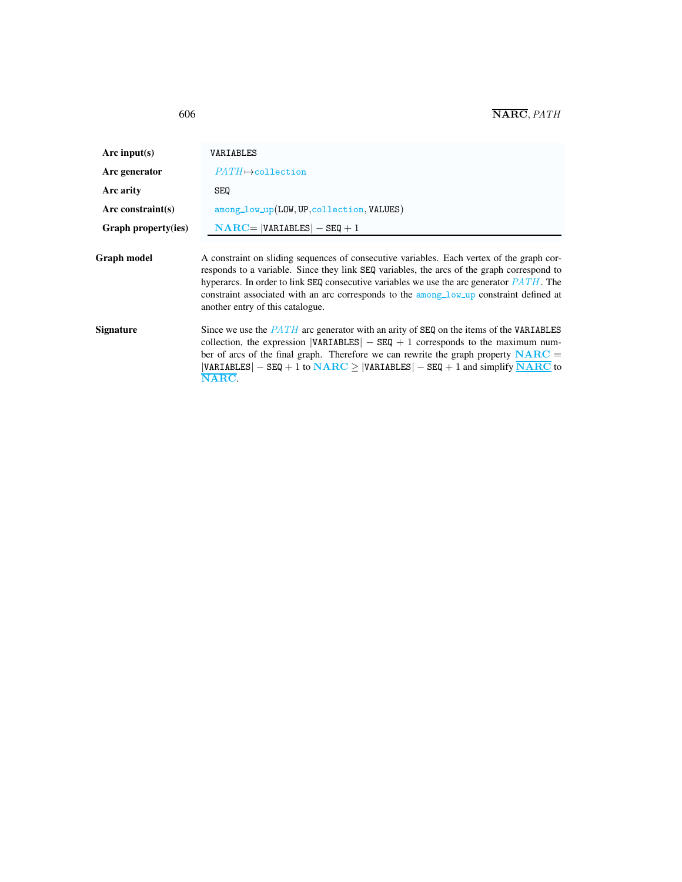| | |
|---|---|
| **Arc input(s)** | VARIABLES |
| **Arc generator** | *PATH* $\mapsto$ collection |
| **Arc arity** | SEQ |
| **Arc constraint(s)** | among_low_up(LOW, UP, collection, VALUES) |
| **Graph property(ies)** | **NARC** $=$ $\vert$VARIABLES$\vert$ $-$ SEQ $+ 1$ |

**Graph model**

A constraint on sliding sequences of consecutive variables. Each vertex of the graph corresponds to a variable. Since they link SEQ variables, the arcs of the graph correspond to hyperarcs. In order to link SEQ consecutive variables we use the arc generator *PATH*. The constraint associated with an arc corresponds to the among_low_up constraint defined at another entry of this catalogue.

**Signature**

Since we use the *PATH* arc generator with an arity of SEQ on the items of the VARIABLES collection, the expression $\vert$VARIABLES$\vert$ $-$ SEQ $+ 1$ corresponds to the maximum number of arcs of the final graph. Therefore we can rewrite the graph property **NARC** $=$ $\vert$VARIABLES$\vert$ $-$ SEQ $+ 1$ to **NARC** $\geq$ $\vert$VARIABLES$\vert$ $-$ SEQ $+ 1$ and simplify $\underline{\overline{\textbf{NARC}}}$ to $\overline{\textbf{NARC}}$.